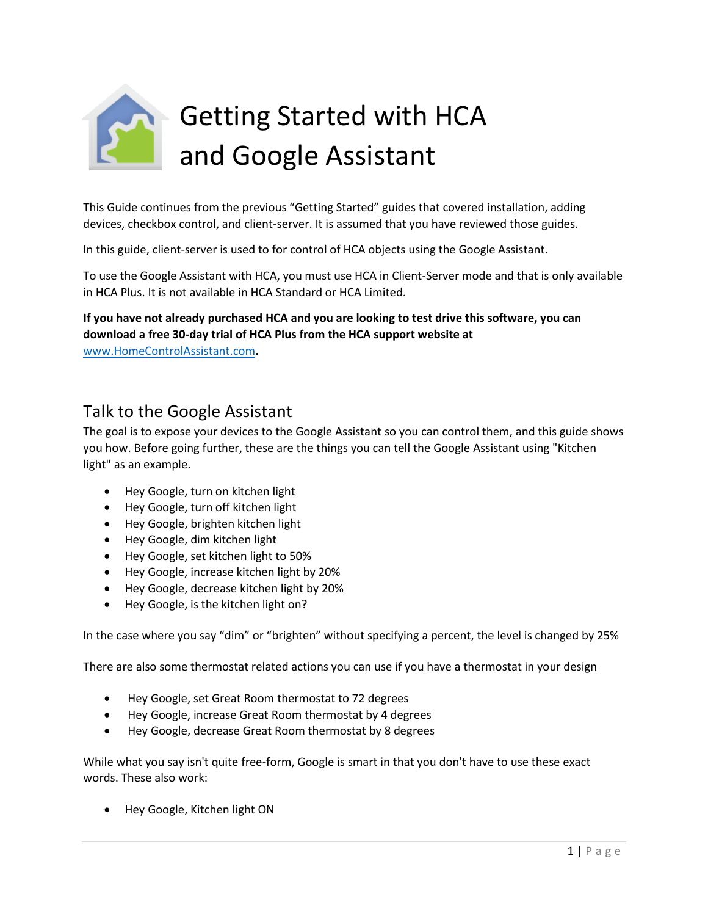# Getting Started with HCA and Google Assistant

This Guide continues from the previous "Getting Started" guides that covered installation, adding devices, checkbox control, and client-server. It is assumed that you have reviewed those guides.

In this guide, client-server is used to for control of HCA objects using the Google Assistant.

To use the Google Assistant with HCA, you must use HCA in Client-Server mode and that is only available in HCA Plus. It is not available in HCA Standard or HCA Limited.

**If you have not already purchased HCA and you are looking to test drive this software, you can download a free 30-day trial of HCA Plus from the HCA support website at** [www.HomeControlAssistant.com](http://www.HomeControlAssistant.com)**.**

## Talk to the Google Assistant

The goal is to expose your devices to the Google Assistant so you can control them, and this guide shows you how. Before going further, these are the things you can tell the Google Assistant using "Kitchen light" as an example.

- Hey Google, turn on kitchen light
- Hey Google, turn off kitchen light
- Hey Google, brighten kitchen light
- Hey Google, dim kitchen light
- Hey Google, set kitchen light to 50%
- Hey Google, increase kitchen light by 20%
- Hey Google, decrease kitchen light by 20%
- Hey Google, is the kitchen light on?

In the case where you say "dim" or "brighten" without specifying a percent, the level is changed by 25%

There are also some thermostat related actions you can use if you have a thermostat in your design

- Hey Google, set Great Room thermostat to 72 degrees
- Hey Google, increase Great Room thermostat by 4 degrees
- Hey Google, decrease Great Room thermostat by 8 degrees

While what you say isn't quite free-form, Google is smart in that you don't have to use these exact words. These also work:

- Hey Google, Kitchen light ON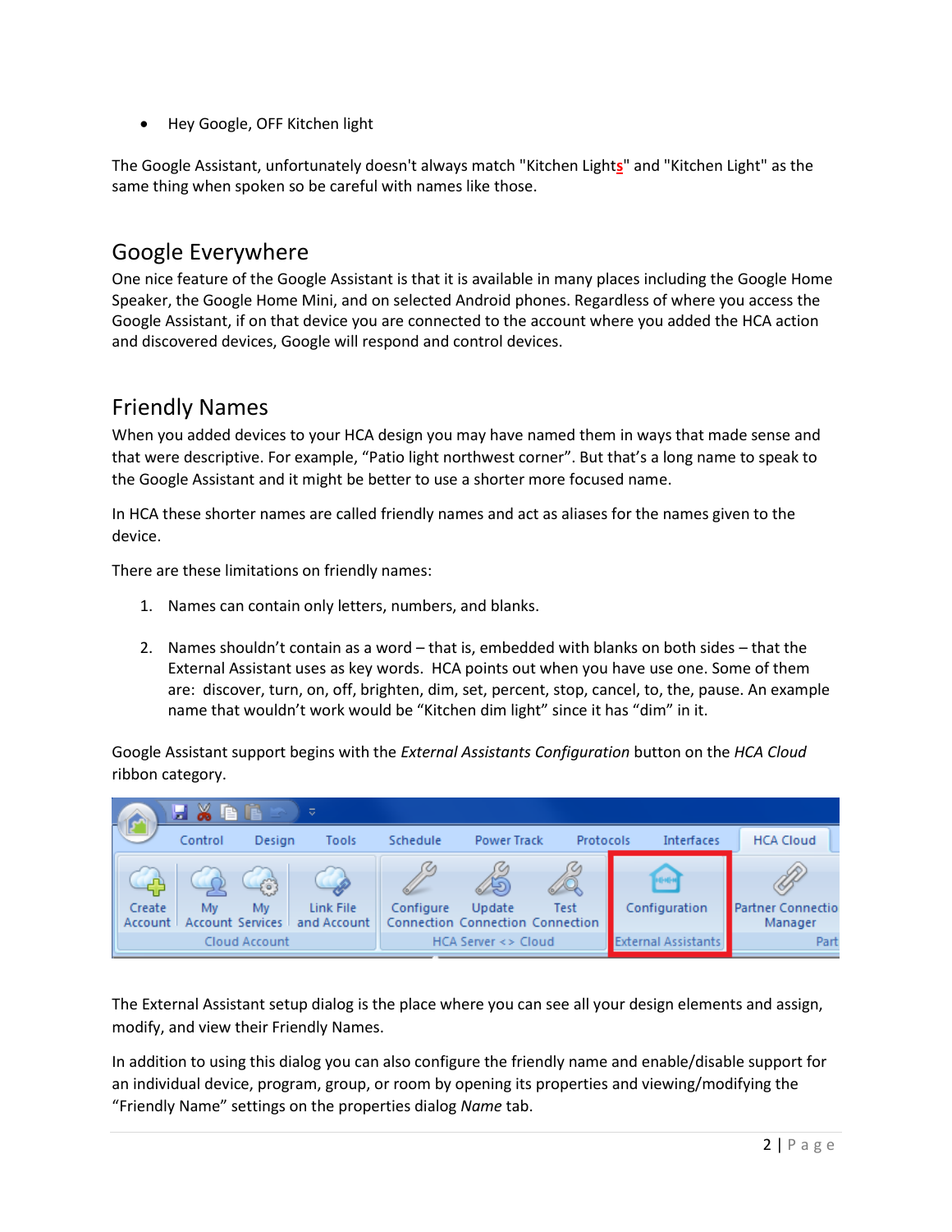- Hey Google, OFF Kitchen light

The Google Assistant, unfortunately doesn't always match "Kitchen Lights" and "Kitchen Light" as the same thing when spoken so be careful with names like those.

## Google Everywhere

One nice feature of the Google Assistant is that it is available in many places including the Google Home Speaker, the Google Home Mini, and on selected Android phones. Regardless of where you access the Google Assistant, if on that device you are connected to the account where you added the HCA action and discovered devices, Google will respond and control devices.

## Friendly Names

When you added devices to your HCA design you may have named them in ways that made sense and that were descriptive. For example, "Patio light northwest corner". But that's a long name to speak to the Google Assistant and it might be better to use a shorter more focused name.

In HCA these shorter names are called friendly names and act as aliases for the names given to the device.

There are these limitations on friendly names:

1. Names can contain only letters, numbers, and blanks.

2. Names shouldn't contain as a word – that is, embedded with blanks on both sides – that the External Assistant uses as key words. HCA points out when you have use one. Some of them are: discover, turn, on, off, brighten, dim, set, percent, stop, cancel, to, the, pause. An example name that wouldn't work would be "Kitchen dim light" since it has "dim" in it.

Google Assistant support begins with the *External Assistants Configuration* button on the *HCA Cloud* ribbon category.

The External Assistant setup dialog is the place where you can see all your design elements and assign, modify, and view their Friendly Names.

In addition to using this dialog you can also configure the friendly name and enable/disable support for an individual device, program, group, or room by opening its properties and viewing/modifying the "Friendly Name" settings on the properties dialog *Name* tab.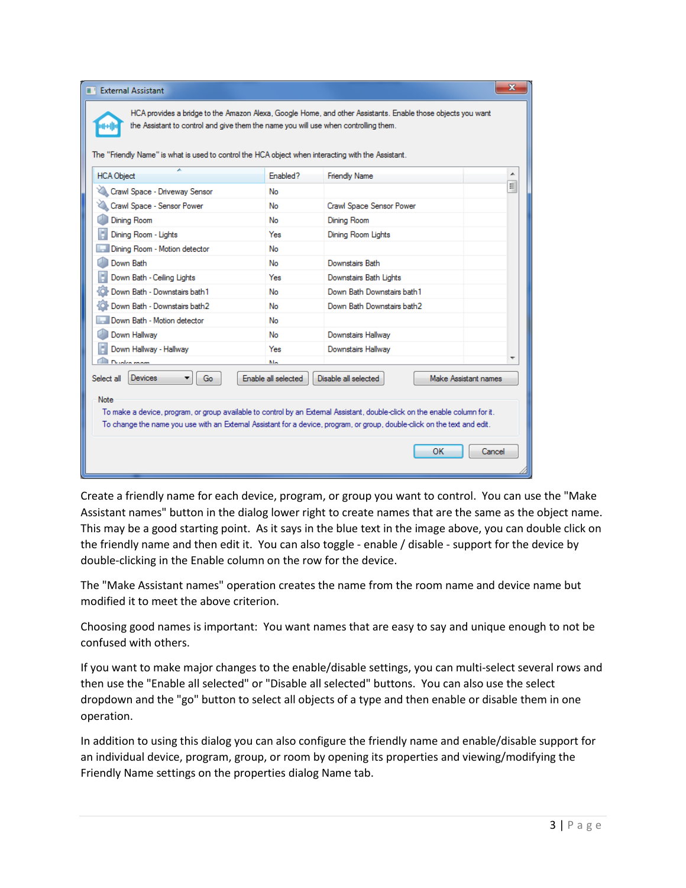Create a friendly name for each device, program, or group you want to control. You can use the "Make Assistant names" button in the dialog lower right to create names that are the same as the object name. This may be a good starting point. As it says in the blue text in the image above, you can double click on the friendly name and then edit it. You can also toggle - enable / disable - support for the device by double-clicking in the Enable column on the row for the device.

The "Make Assistant names" operation creates the name from the room name and device name but modified it to meet the above criterion.

Choosing good names is important: You want names that are easy to say and unique enough to not be confused with others.

If you want to make major changes to the enable/disable settings, you can multi-select several rows and then use the "Enable all selected" or "Disable all selected" buttons. You can also use the select dropdown and the "go" button to select all objects of a type and then enable or disable them in one operation.

In addition to using this dialog you can also configure the friendly name and enable/disable support for an individual device, program, group, or room by opening its properties and viewing/modifying the Friendly Name settings on the properties dialog Name tab.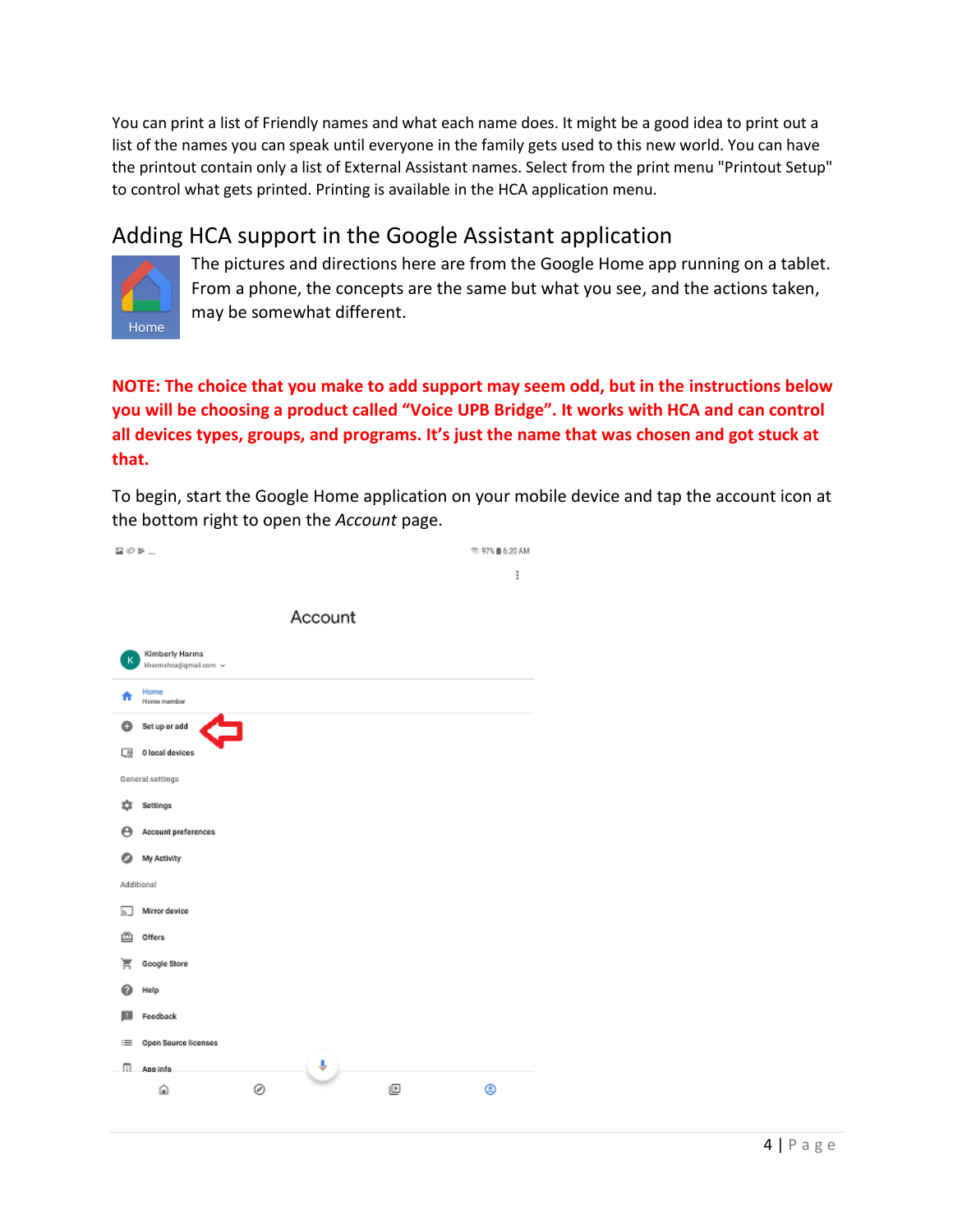You can print a list of Friendly names and what each name does. It might be a good idea to print out a list of the names you can speak until everyone in the family gets used to this new world. You can have the printout contain only a list of External Assistant names. Select from the print menu "Printout Setup" to control what gets printed. Printing is available in the HCA application menu.

## Adding HCA support in the Google Assistant application

The pictures and directions here are from the Google Home app running on a tablet. From a phone, the concepts are the same but what you see, and the actions taken, may be somewhat different.

**NOTE: The choice that you make to add support may seem odd, but in the instructions below you will be choosing a product called "Voice UPB Bridge". It works with HCA and can control all devices types, groups, and programs. It's just the name that was chosen and got stuck at that.**

To begin, start the Google Home application on your mobile device and tap the account icon at the bottom right to open the *Account* page.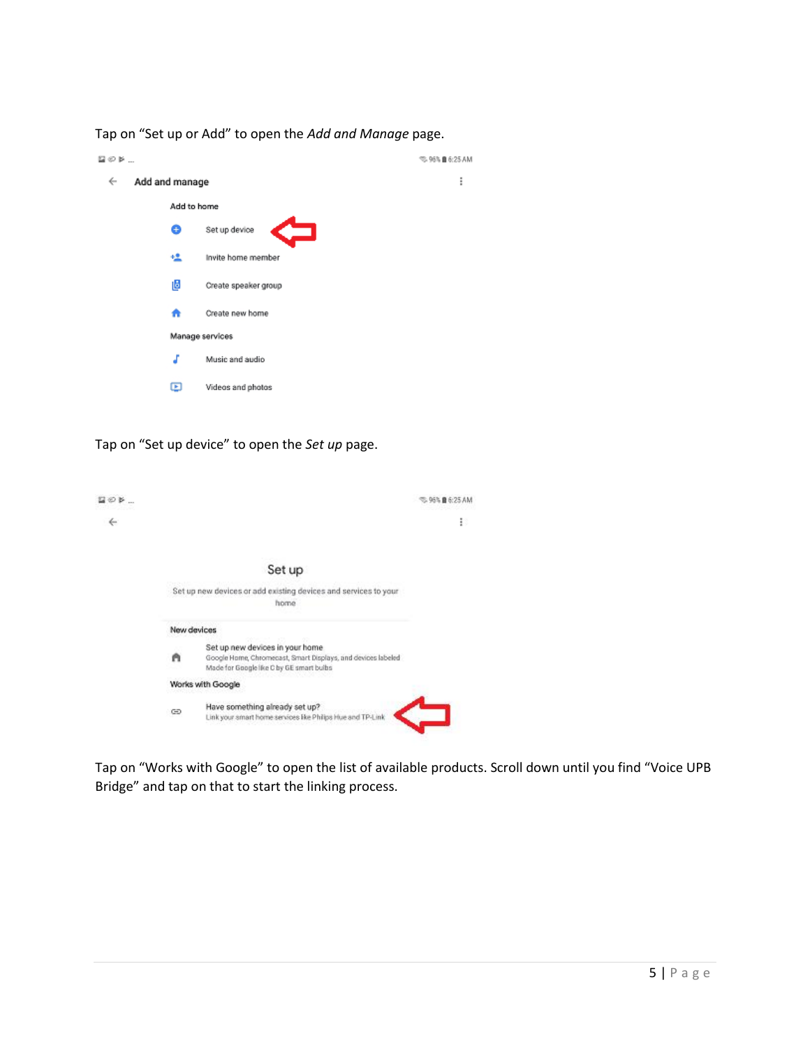Tap on “Set up or Add” to open the *Add and Manage* page.

Add and manage

Add to home

Set up device

Invite home member

Create speaker group

Create new home

Manage services

Music and audio

Videos and photos

Tap on “Set up device” to open the *Set up* page.

Set up

Set up new devices or add existing devices and services to your home

New devices

Set up new devices in your home
Google Home, Chromecast, Smart Displays, and devices labeled Made for Google like C by GE smart bulbs

Works with Google

Have something already set up?
Link your smart home services like Philips Hue and TP-Link

Tap on “Works with Google” to open the list of available products. Scroll down until you find “Voice UPB Bridge” and tap on that to start the linking process.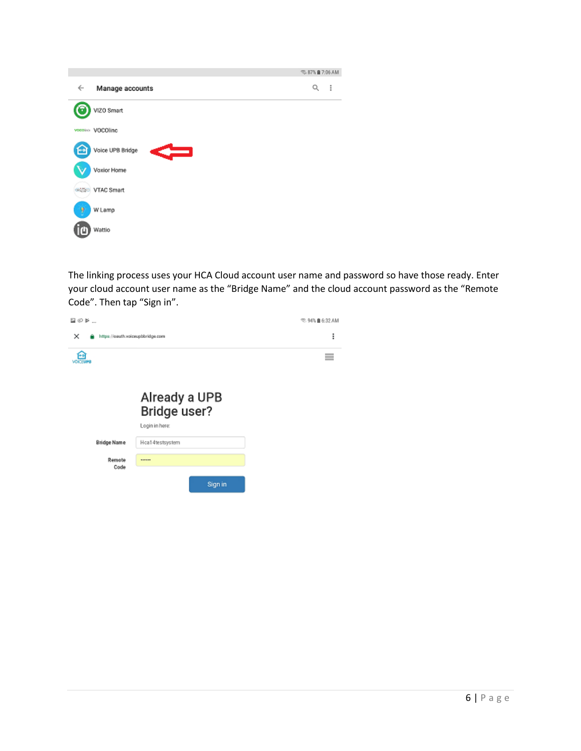The linking process uses your HCA Cloud account user name and password so have those ready. Enter your cloud account user name as the “Bridge Name” and the cloud account password as the “Remote Code”. Then tap “Sign in”.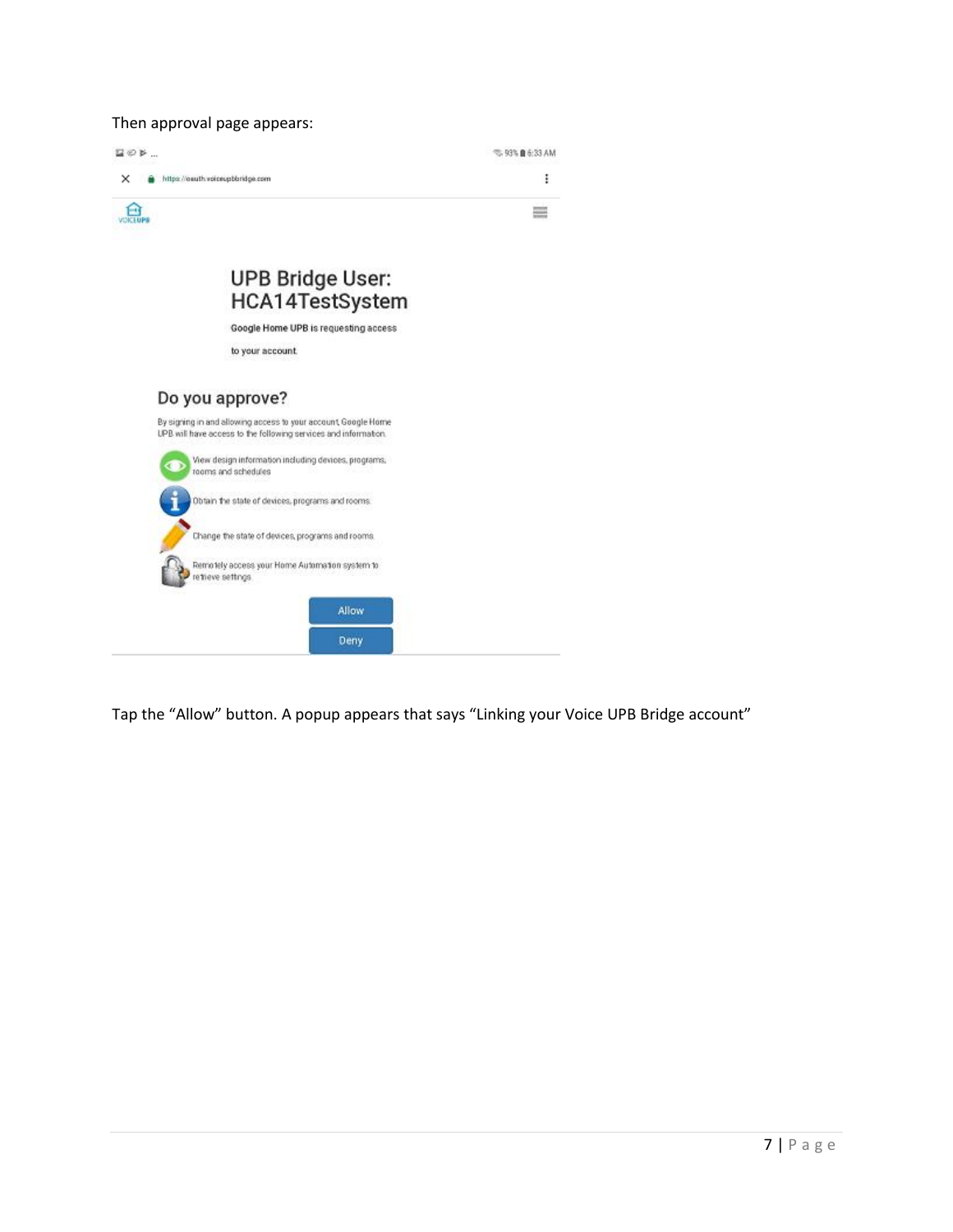Then approval page appears:

https://oauth.voiceupbbridge.com

# UPB Bridge User: HCA14TestSystem

Google Home UPB is requesting access to your account.

## Do you approve?

By signing in and allowing access to your account, Google Home UPB will have access to the following services and information.

- View design information including devices, programs, rooms and schedules
- Obtain the state of devices, programs and rooms.
- Change the state of devices, programs and rooms
- Remotely access your Home Automation system to retrieve settings

Allow

Deny

Tap the “Allow” button. A popup appears that says “Linking your Voice UPB Bridge account”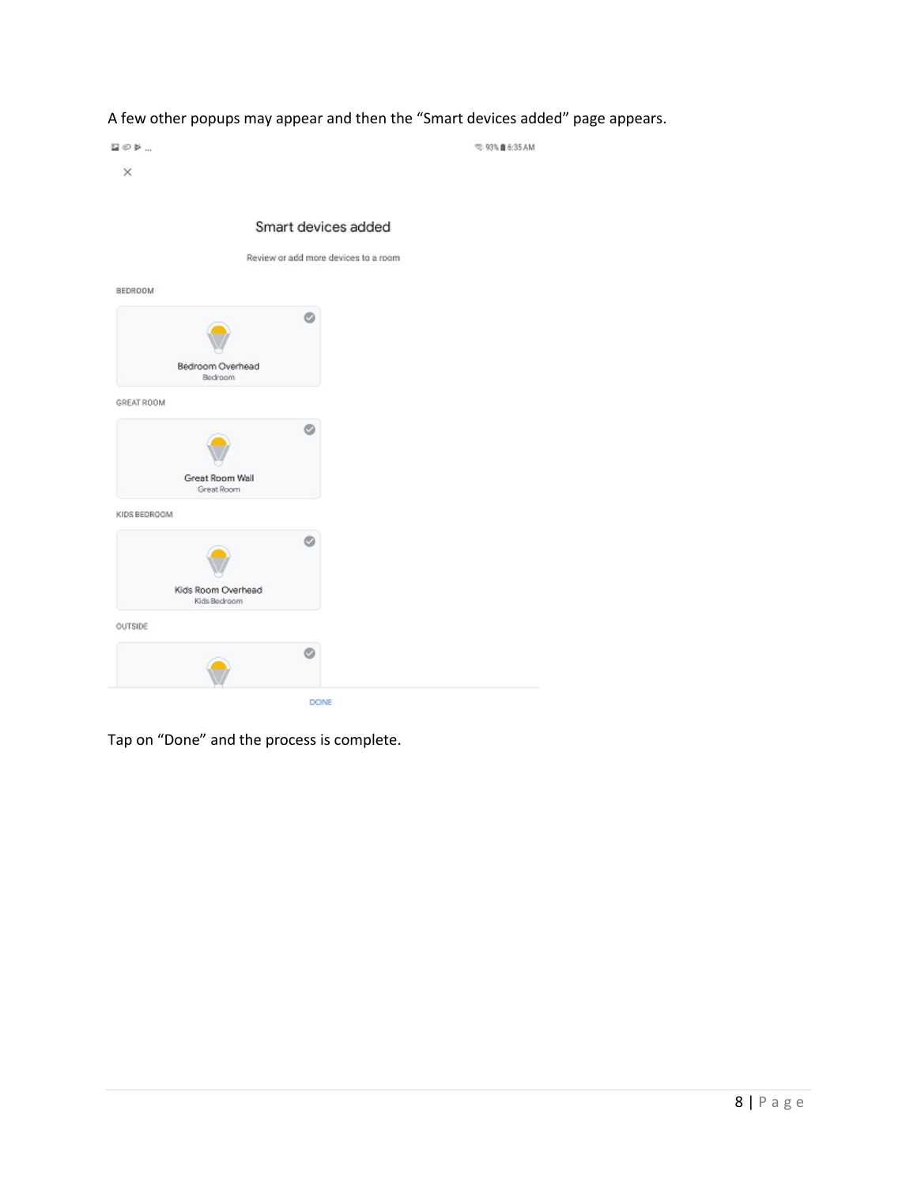A few other popups may appear and then the "Smart devices added" page appears.

Smart devices added

Review or add more devices to a room

BEDROOM

Bedroom Overhead
Bedroom

GREAT ROOM

Great Room Wall
Great Room

KIDS BEDROOM

Kids Room Overhead
Kids Bedroom

OUTSIDE

DONE

Tap on "Done" and the process is complete.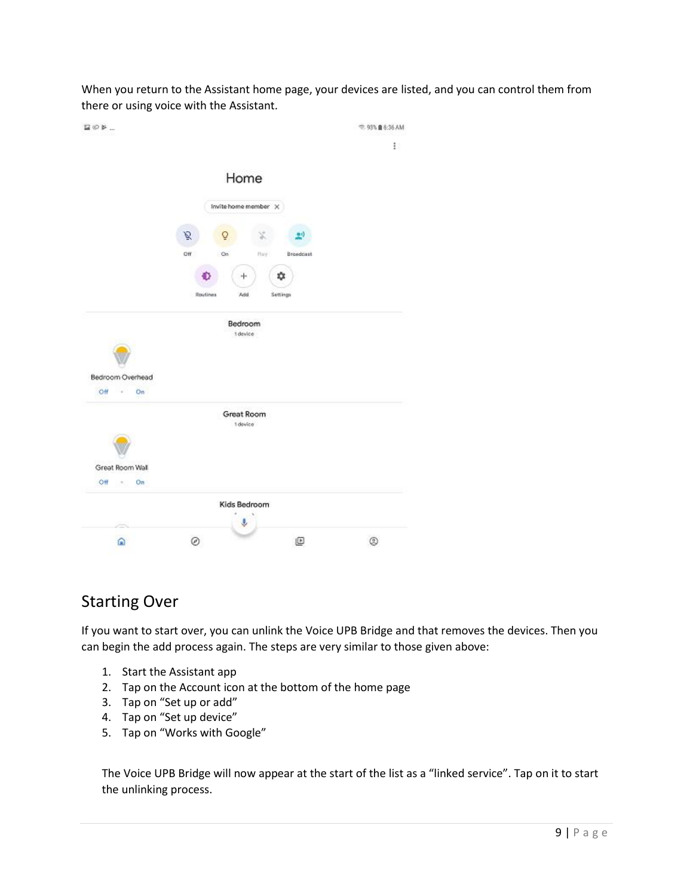When you return to the Assistant home page, your devices are listed, and you can control them from there or using voice with the Assistant.

## Starting Over

If you want to start over, you can unlink the Voice UPB Bridge and that removes the devices. Then you can begin the add process again. The steps are very similar to those given above:

1. Start the Assistant app
2. Tap on the Account icon at the bottom of the home page
3. Tap on "Set up or add"
4. Tap on "Set up device"
5. Tap on "Works with Google"

The Voice UPB Bridge will now appear at the start of the list as a "linked service". Tap on it to start the unlinking process.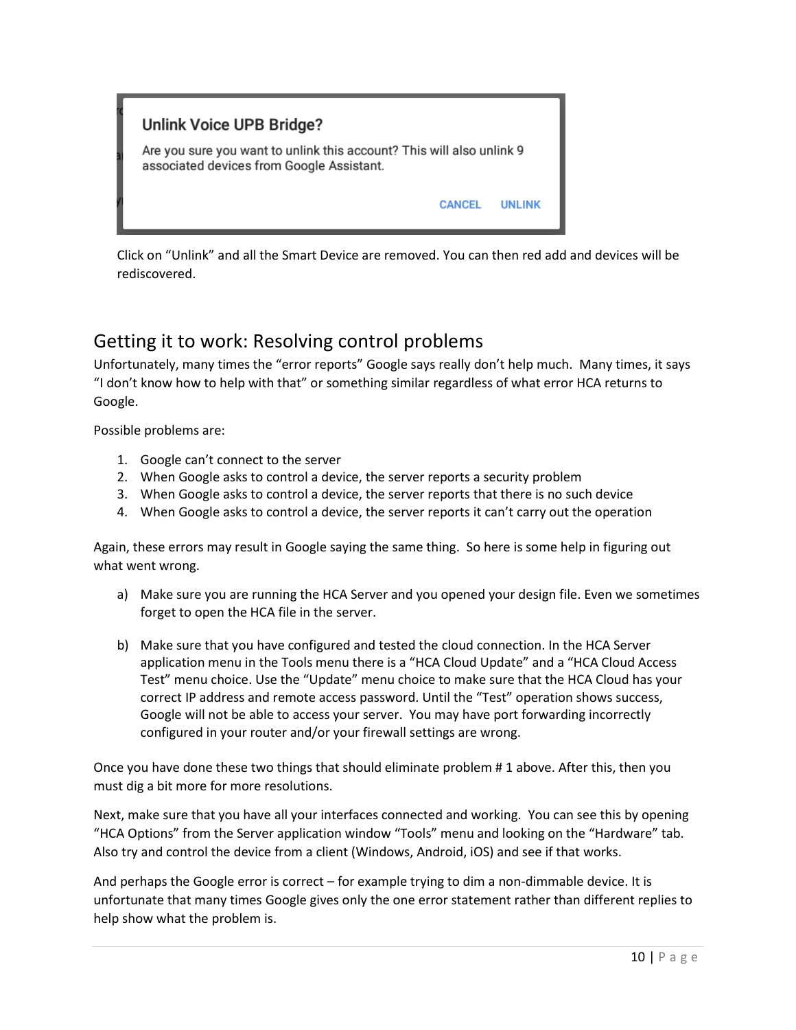Click on "Unlink" and all the Smart Device are removed. You can then red add and devices will be rediscovered.

## Getting it to work: Resolving control problems

Unfortunately, many times the "error reports" Google says really don't help much. Many times, it says "I don't know how to help with that" or something similar regardless of what error HCA returns to Google.

Possible problems are:

1. Google can't connect to the server
2. When Google asks to control a device, the server reports a security problem
3. When Google asks to control a device, the server reports that there is no such device
4. When Google asks to control a device, the server reports it can't carry out the operation

Again, these errors may result in Google saying the same thing. So here is some help in figuring out what went wrong.

a) Make sure you are running the HCA Server and you opened your design file. Even we sometimes forget to open the HCA file in the server.

b) Make sure that you have configured and tested the cloud connection. In the HCA Server application menu in the Tools menu there is a "HCA Cloud Update" and a "HCA Cloud Access Test" menu choice. Use the "Update" menu choice to make sure that the HCA Cloud has your correct IP address and remote access password. Until the "Test" operation shows success, Google will not be able to access your server. You may have port forwarding incorrectly configured in your router and/or your firewall settings are wrong.

Once you have done these two things that should eliminate problem # 1 above. After this, then you must dig a bit more for more resolutions.

Next, make sure that you have all your interfaces connected and working. You can see this by opening "HCA Options" from the Server application window "Tools" menu and looking on the "Hardware" tab. Also try and control the device from a client (Windows, Android, iOS) and see if that works.

And perhaps the Google error is correct – for example trying to dim a non-dimmable device. It is unfortunate that many times Google gives only the one error statement rather than different replies to help show what the problem is.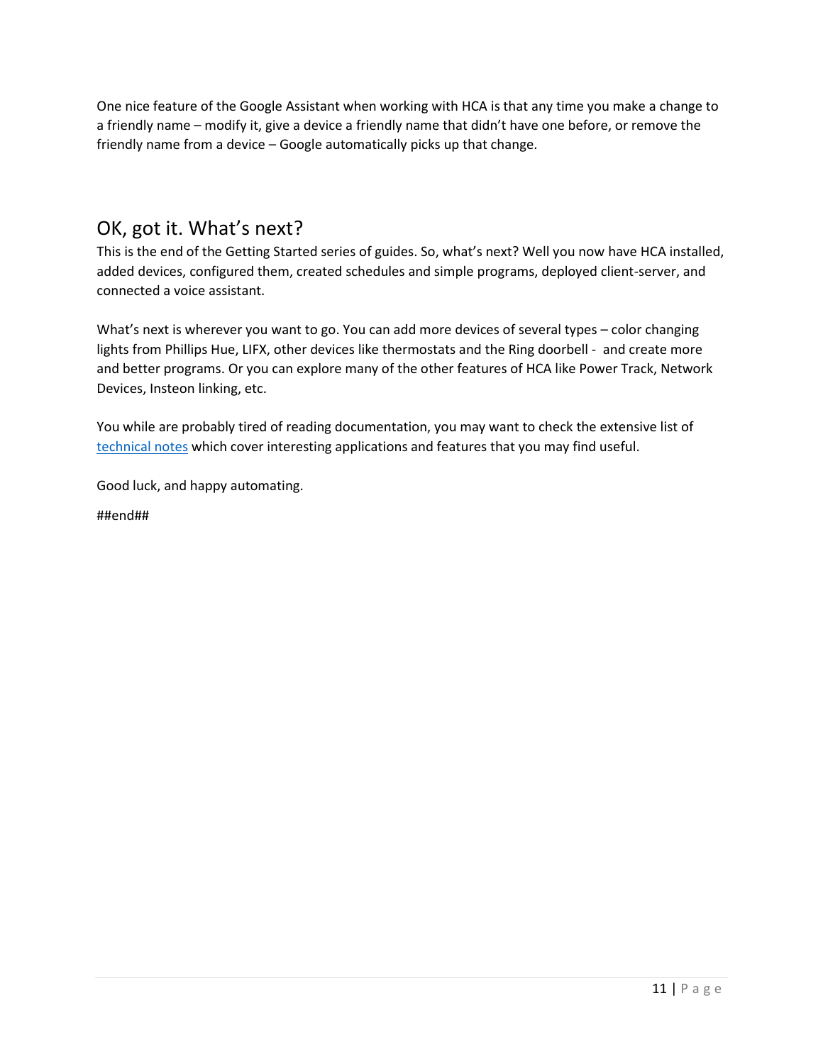One nice feature of the Google Assistant when working with HCA is that any time you make a change to a friendly name – modify it, give a device a friendly name that didn't have one before, or remove the friendly name from a device – Google automatically picks up that change.

## OK, got it. What's next?

This is the end of the Getting Started series of guides. So, what's next? Well you now have HCA installed, added devices, configured them, created schedules and simple programs, deployed client-server, and connected a voice assistant.

What's next is wherever you want to go. You can add more devices of several types – color changing lights from Phillips Hue, LIFX, other devices like thermostats and the Ring doorbell - and create more and better programs. Or you can explore many of the other features of HCA like Power Track, Network Devices, Insteon linking, etc.

You while are probably tired of reading documentation, you may want to check the extensive list of technical notes which cover interesting applications and features that you may find useful.

Good luck, and happy automating.

##end##